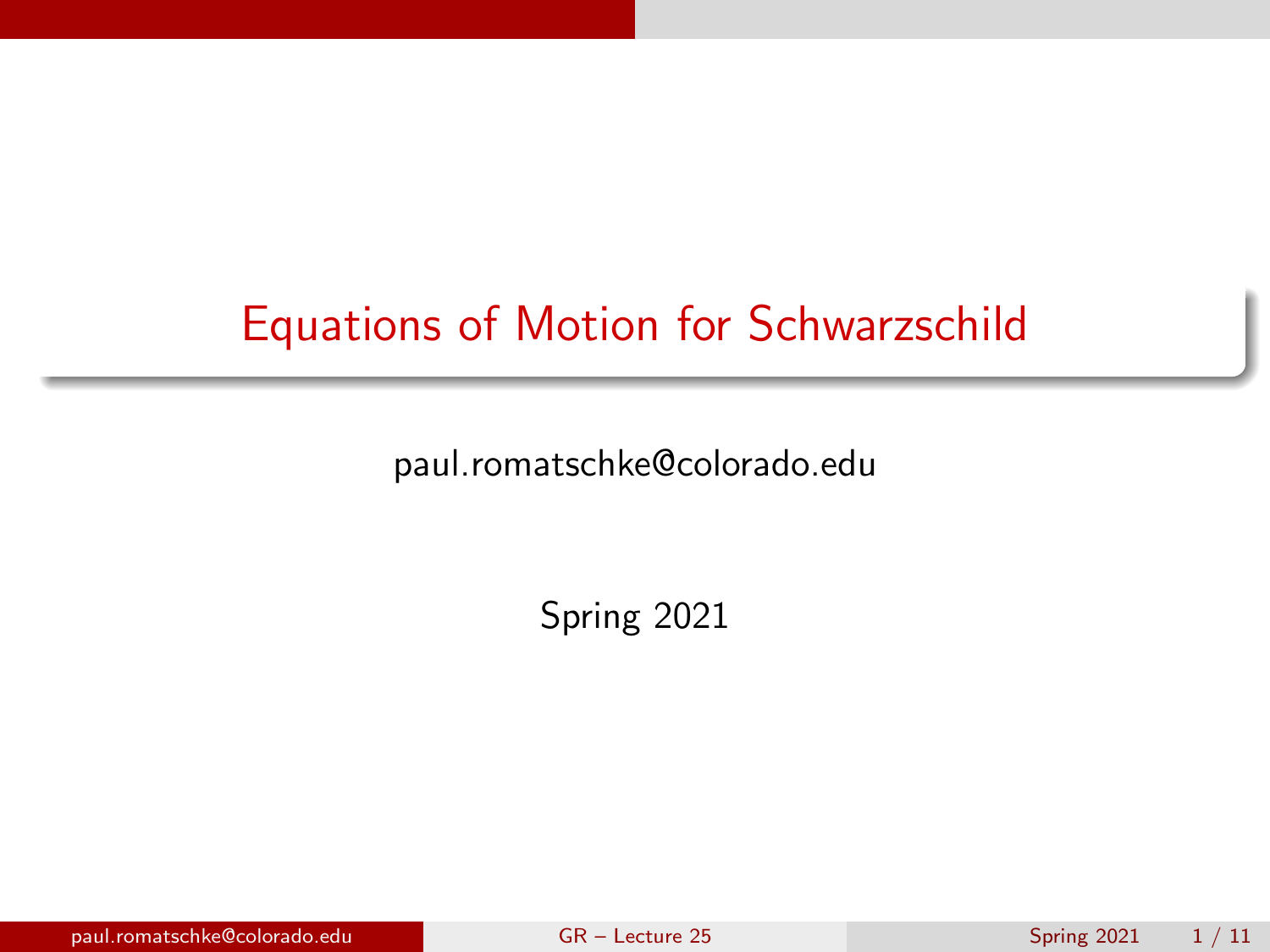# Equations of Motion for Schwarzschild

paul.romatschke@colorado.edu

Spring 2021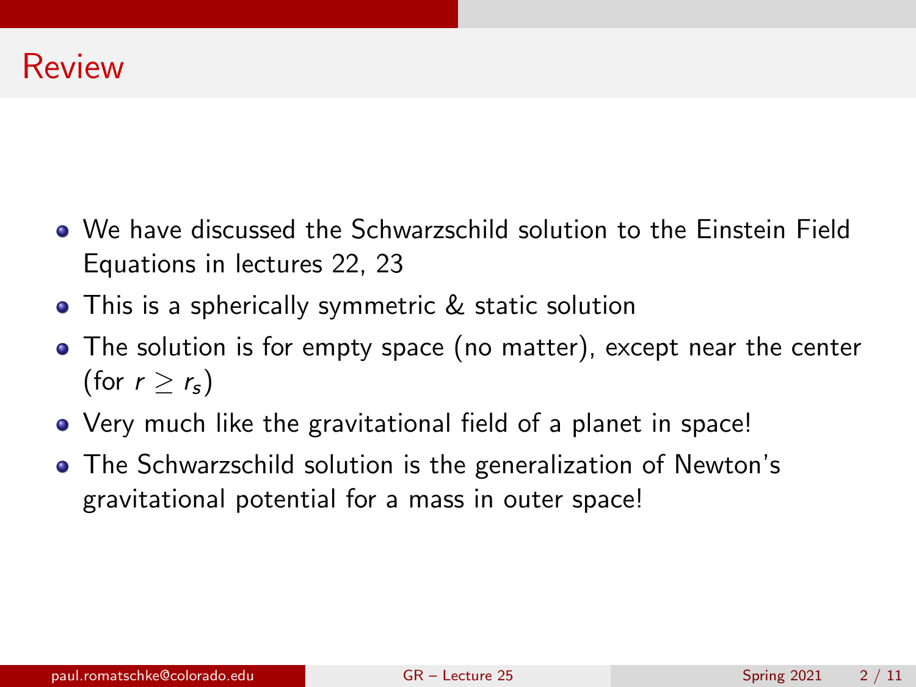# Review

- We have discussed the Schwarzschild solution to the Einstein Field Equations in lectures 22, 23
- This is a spherically symmetric & static solution
- The solution is for empty space (no matter), except near the center (for $r \geq r_s$)
- Very much like the gravitational field of a planet in space!
- The Schwarzschild solution is the generalization of Newton's gravitational potential for a mass in outer space!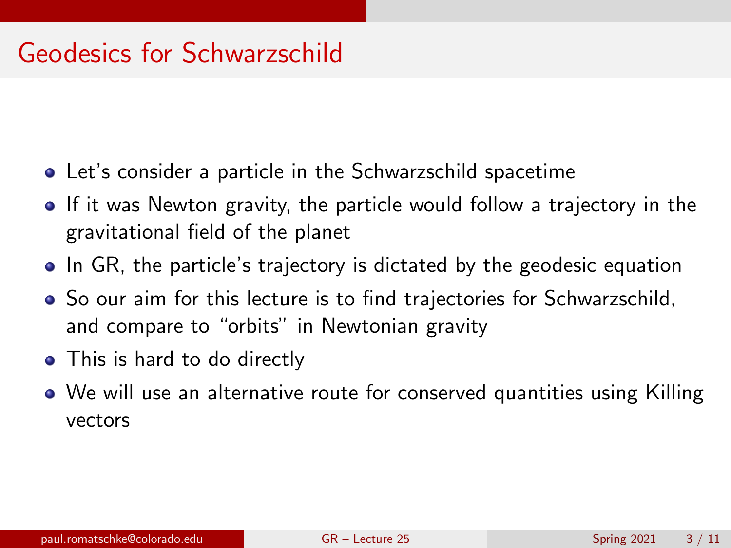# Geodesics for Schwarzschild

- Let's consider a particle in the Schwarzschild spacetime
- If it was Newton gravity, the particle would follow a trajectory in the gravitational field of the planet
- In GR, the particle's trajectory is dictated by the geodesic equation
- So our aim for this lecture is to find trajectories for Schwarzschild, and compare to "orbits" in Newtonian gravity
- This is hard to do directly
- We will use an alternative route for conserved quantities using Killing vectors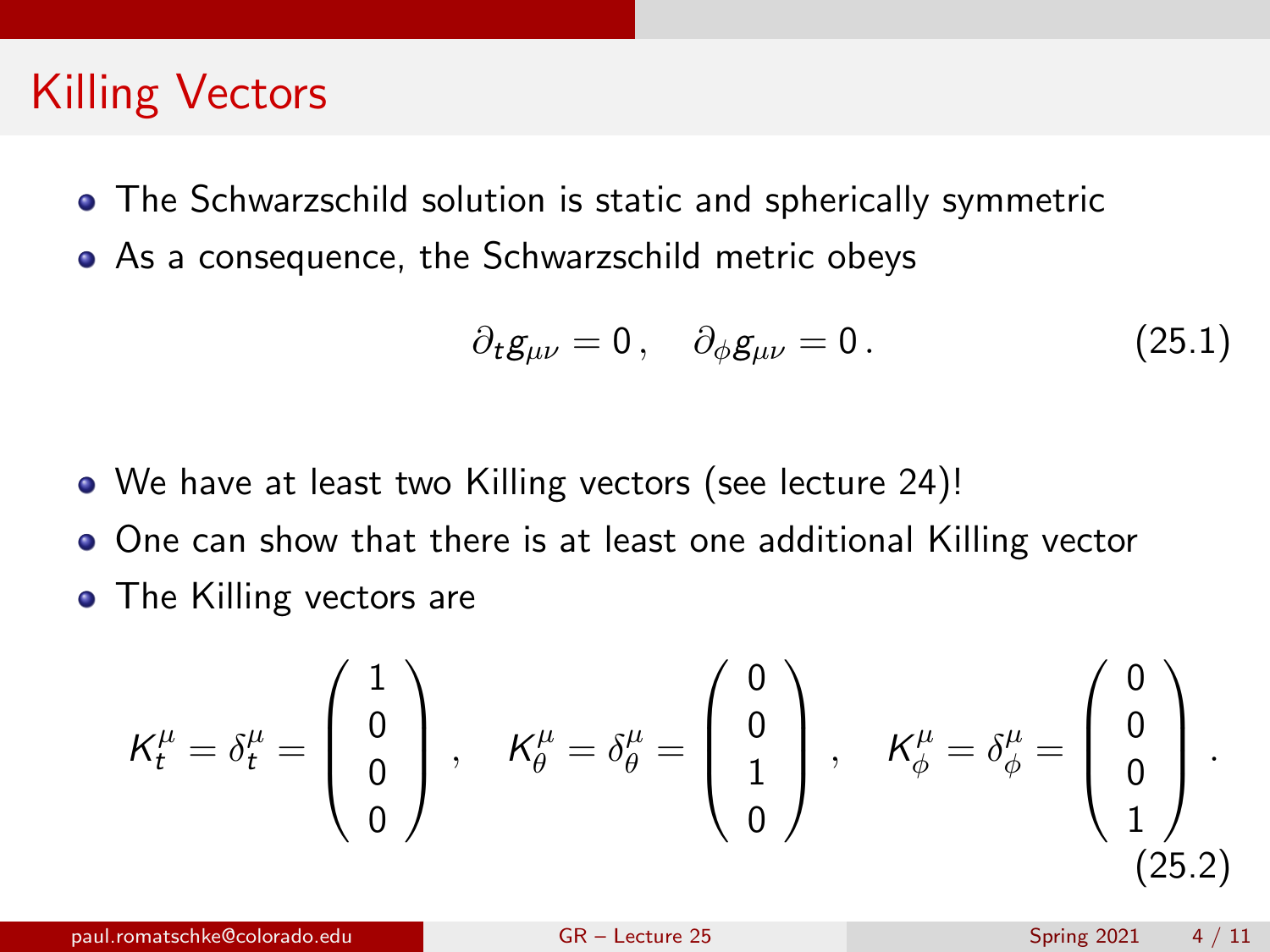# Killing Vectors

- The Schwarzschild solution is static and spherically symmetric
- As a consequence, the Schwarzschild metric obeys

$$\partial_t g_{\mu\nu} = 0\,, \quad \partial_\phi g_{\mu\nu} = 0\,. \tag{25.1}$$

- We have at least two Killing vectors (see lecture 24)!
- One can show that there is at least one additional Killing vector
- The Killing vectors are

$$K_t^\mu = \delta_t^\mu = \begin{pmatrix} 1 \\ 0 \\ 0 \\ 0 \end{pmatrix}\,, \quad K_\theta^\mu = \delta_\theta^\mu = \begin{pmatrix} 0 \\ 0 \\ 1 \\ 0 \end{pmatrix}\,, \quad K_\phi^\mu = \delta_\phi^\mu = \begin{pmatrix} 0 \\ 0 \\ 0 \\ 1 \end{pmatrix}\,. \tag{25.2}$$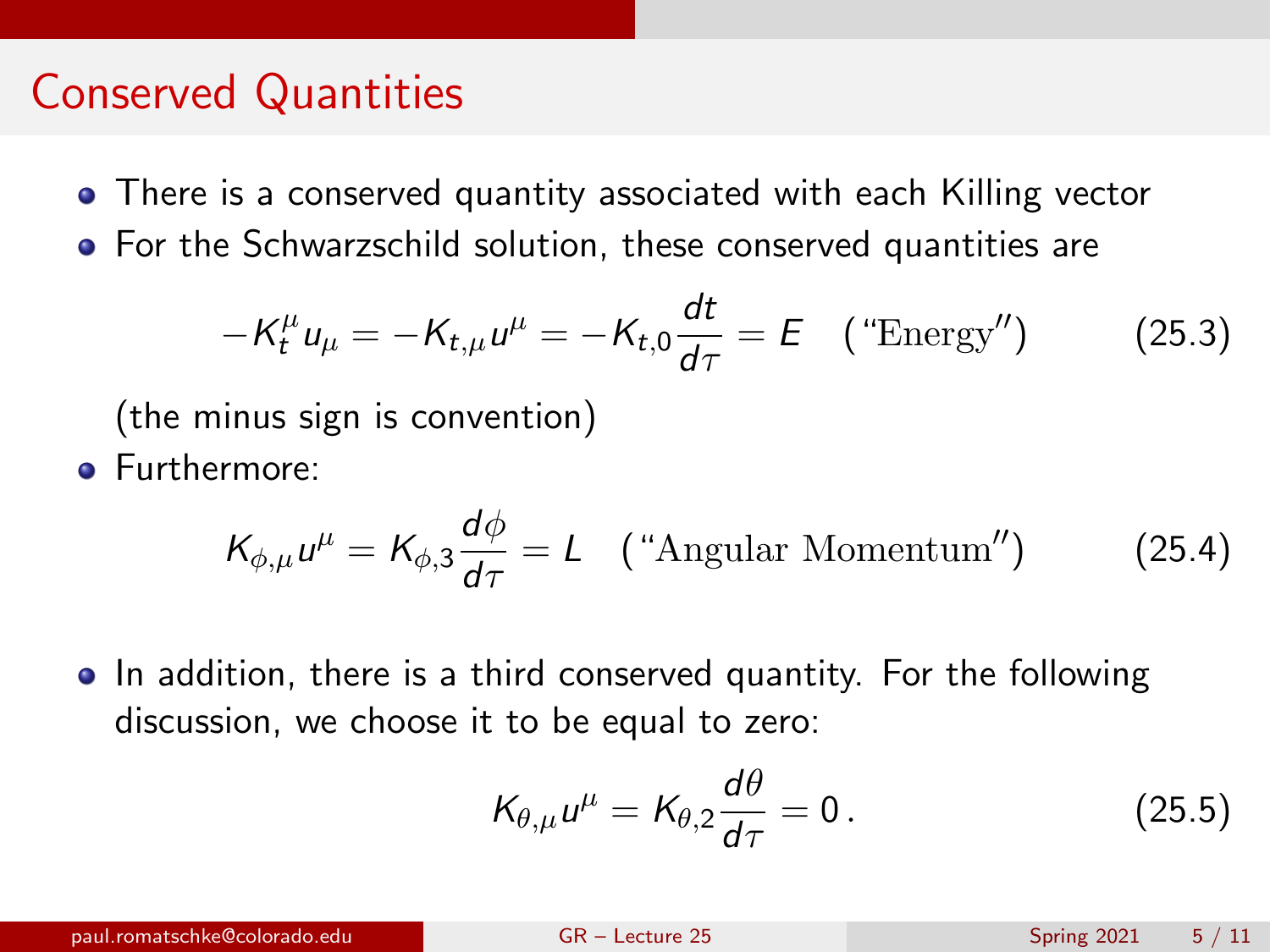# Conserved Quantities

- There is a conserved quantity associated with each Killing vector
- For the Schwarzschild solution, these conserved quantities are

$$-K_t^\mu u_\mu = -K_{t,\mu} u^\mu = -K_{t,0}\frac{dt}{d\tau} = E \quad (\text{``Energy''}) \tag{25.3}$$

  (the minus sign is convention)
- Furthermore:

$$K_{\phi,\mu} u^\mu = K_{\phi,3}\frac{d\phi}{d\tau} = L \quad (\text{``Angular Momentum''}) \tag{25.4}$$

- In addition, there is a third conserved quantity. For the following discussion, we choose it to be equal to zero:

$$K_{\theta,\mu} u^\mu = K_{\theta,2}\frac{d\theta}{d\tau} = 0\,. \tag{25.5}$$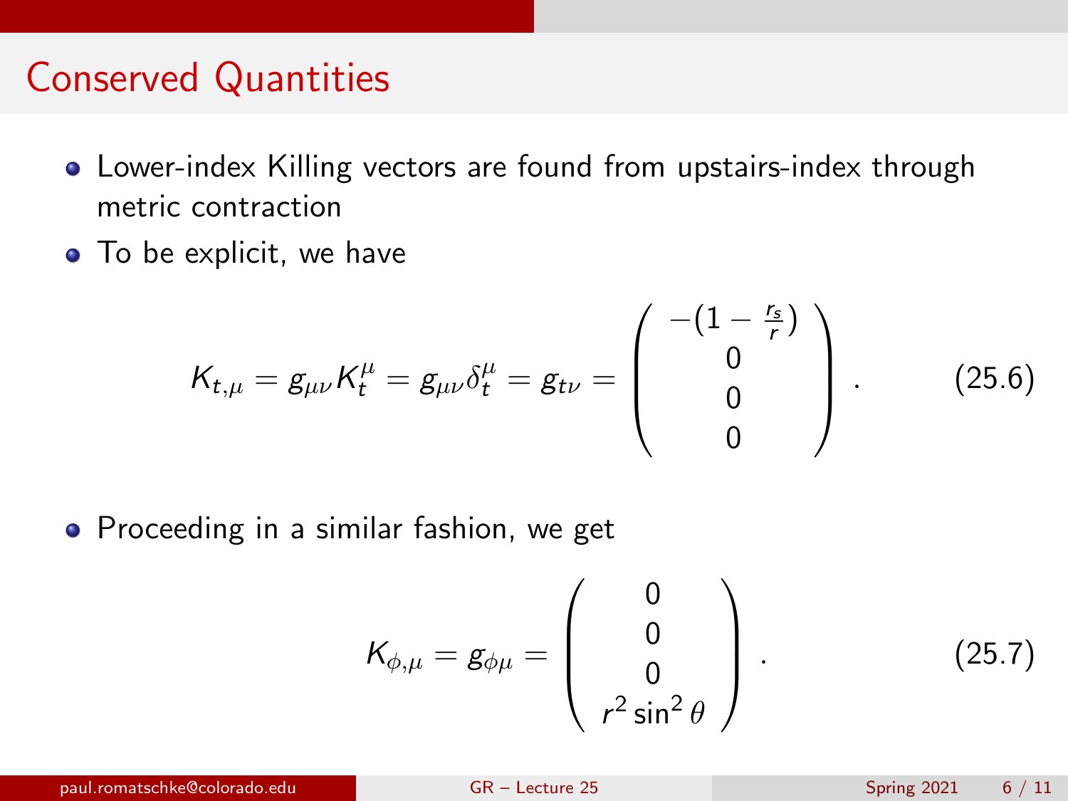# Conserved Quantities

- Lower-index Killing vectors are found from upstairs-index through metric contraction
- To be explicit, we have

$$K_{t,\mu} = g_{\mu\nu} K_t^\mu = g_{\mu\nu} \delta_t^\mu = g_{t\nu} = \left( \begin{array}{c} -(1 - \frac{r_s}{r}) \\ 0 \\ 0 \\ 0 \end{array} \right) . \tag{25.6}$$

- Proceeding in a similar fashion, we get

$$K_{\phi,\mu} = g_{\phi\mu} = \left( \begin{array}{c} 0 \\ 0 \\ 0 \\ r^2 \sin^2 \theta \end{array} \right) . \tag{25.7}$$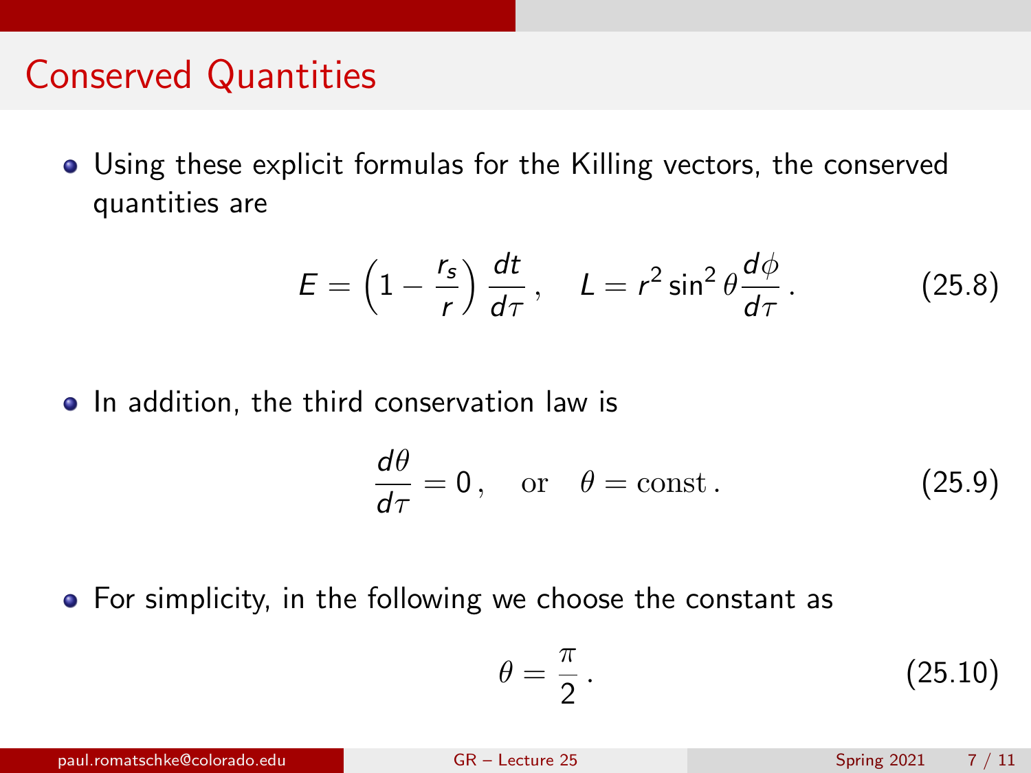## Conserved Quantities

- Using these explicit formulas for the Killing vectors, the conserved quantities are

$$E = \left(1 - \frac{r_s}{r}\right) \frac{dt}{d\tau}\,, \quad L = r^2 \sin^2\theta \frac{d\phi}{d\tau}\,. \tag{25.8}$$

- In addition, the third conservation law is

$$\frac{d\theta}{d\tau} = 0\,, \quad \text{or} \quad \theta = \text{const}\,. \tag{25.9}$$

- For simplicity, in the following we choose the constant as

$$\theta = \frac{\pi}{2}\,. \tag{25.10}$$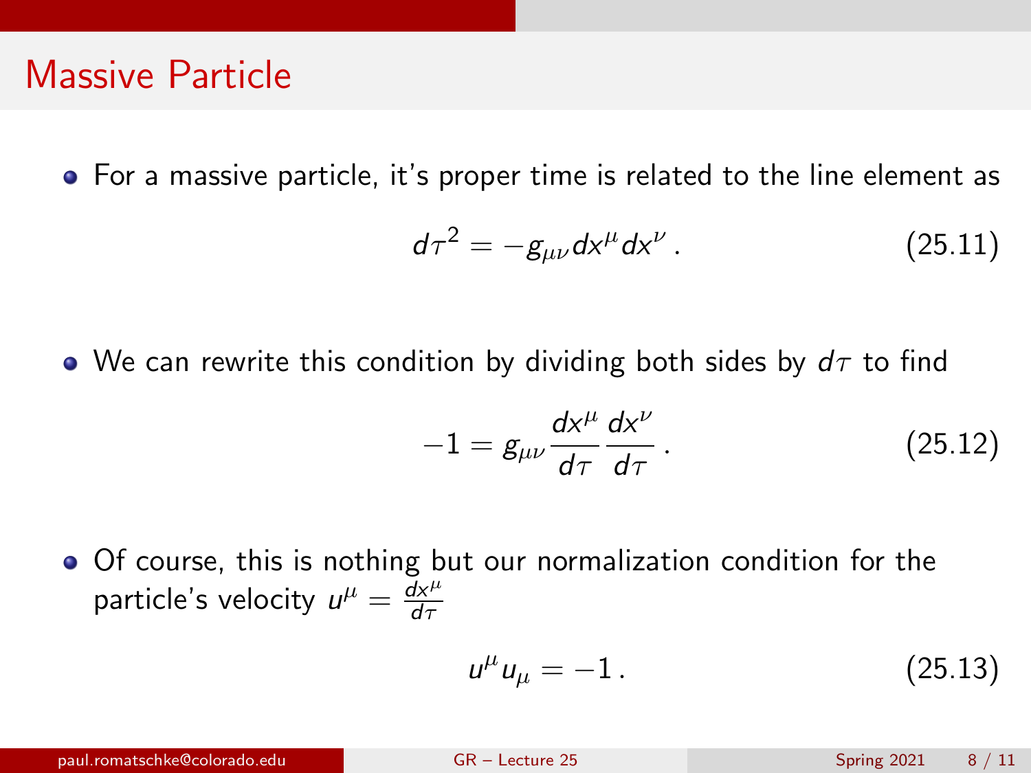# Massive Particle

- For a massive particle, it's proper time is related to the line element as

$$d\tau^2 = -g_{\mu\nu} dx^\mu dx^\nu \,. \tag{25.11}$$

- We can rewrite this condition by dividing both sides by $d\tau$ to find

$$-1 = g_{\mu\nu} \frac{dx^\mu}{d\tau} \frac{dx^\nu}{d\tau} \,. \tag{25.12}$$

- Of course, this is nothing but our normalization condition for the particle's velocity $u^\mu = \frac{dx^\mu}{d\tau}$

$$u^\mu u_\mu = -1 \,. \tag{25.13}$$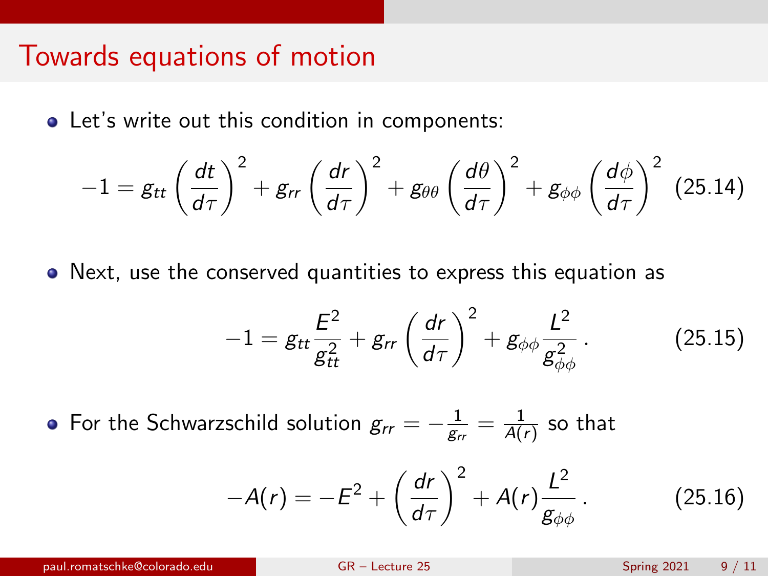# Towards equations of motion

- Let's write out this condition in components:

$$-1 = g_{tt}\left(\frac{dt}{d\tau}\right)^2 + g_{rr}\left(\frac{dr}{d\tau}\right)^2 + g_{\theta\theta}\left(\frac{d\theta}{d\tau}\right)^2 + g_{\phi\phi}\left(\frac{d\phi}{d\tau}\right)^2 \quad (25.14)$$

- Next, use the conserved quantities to express this equation as

$$-1 = g_{tt}\frac{E^2}{g_{tt}^2} + g_{rr}\left(\frac{dr}{d\tau}\right)^2 + g_{\phi\phi}\frac{L^2}{g_{\phi\phi}^2}\,. \quad (25.15)$$

- For the Schwarzschild solution $g_{rr} = -\frac{1}{g_{rr}} = \frac{1}{A(r)}$ so that

$$-A(r) = -E^2 + \left(\frac{dr}{d\tau}\right)^2 + A(r)\frac{L^2}{g_{\phi\phi}}\,. \quad (25.16)$$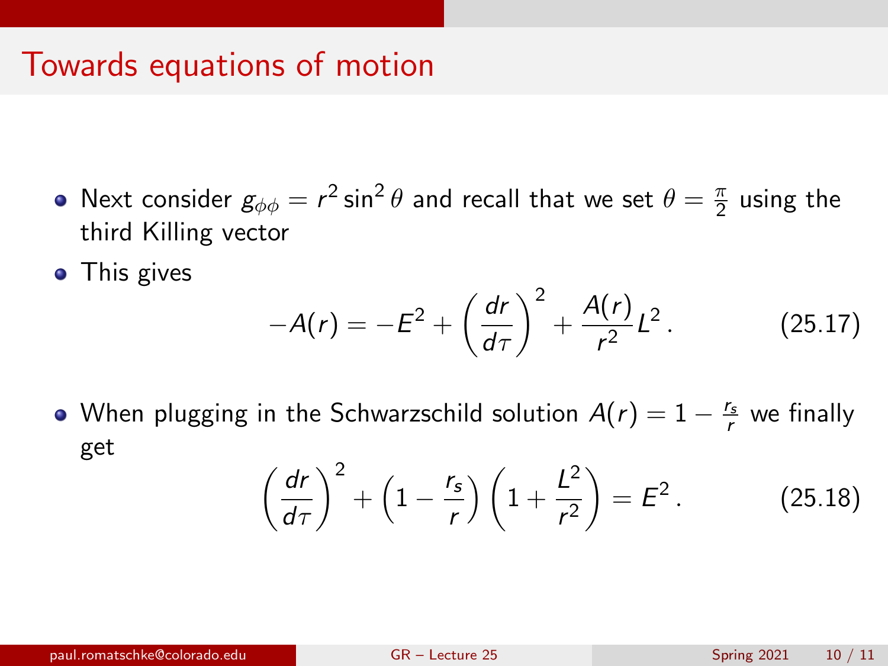# Towards equations of motion

- Next consider $g_{\phi\phi} = r^2 \sin^2\theta$ and recall that we set $\theta = \frac{\pi}{2}$ using the third Killing vector
- This gives

$$-A(r) = -E^2 + \left(\frac{dr}{d\tau}\right)^2 + \frac{A(r)}{r^2} L^2 \,. \tag{25.17}$$

- When plugging in the Schwarzschild solution $A(r) = 1 - \frac{r_s}{r}$ we finally get

$$\left(\frac{dr}{d\tau}\right)^2 + \left(1 - \frac{r_s}{r}\right)\left(1 + \frac{L^2}{r^2}\right) = E^2 \,. \tag{25.18}$$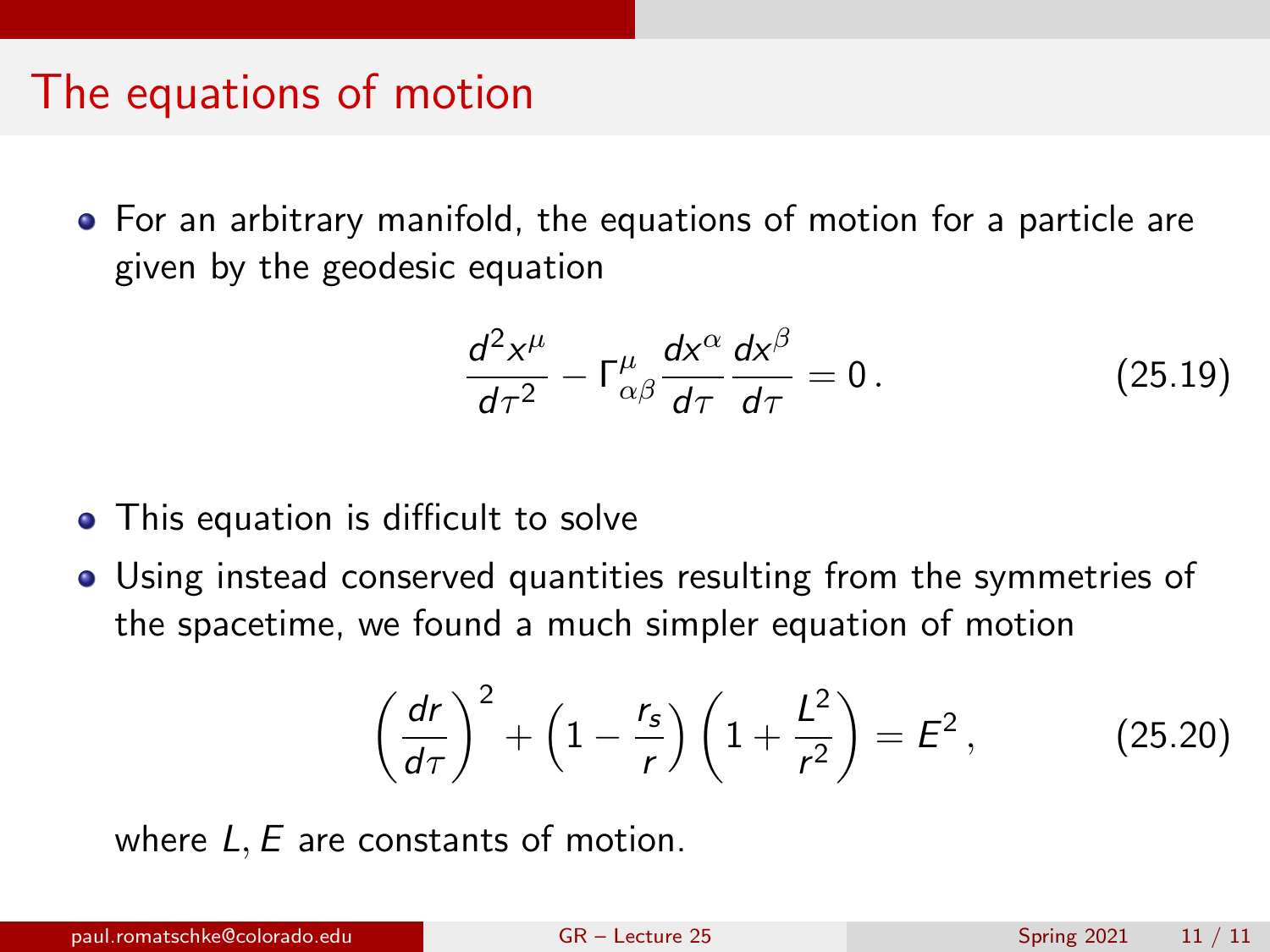# The equations of motion

- For an arbitrary manifold, the equations of motion for a particle are given by the geodesic equation

$$\frac{d^2x^\mu}{d\tau^2} - \Gamma^\mu_{\alpha\beta}\frac{dx^\alpha}{d\tau}\frac{dx^\beta}{d\tau} = 0\,. \tag{25.19}$$

- This equation is difficult to solve
- Using instead conserved quantities resulting from the symmetries of the spacetime, we found a much simpler equation of motion

$$\left(\frac{dr}{d\tau}\right)^2 + \left(1 - \frac{r_s}{r}\right)\left(1 + \frac{L^2}{r^2}\right) = E^2\,, \tag{25.20}$$

where $L, E$ are constants of motion.